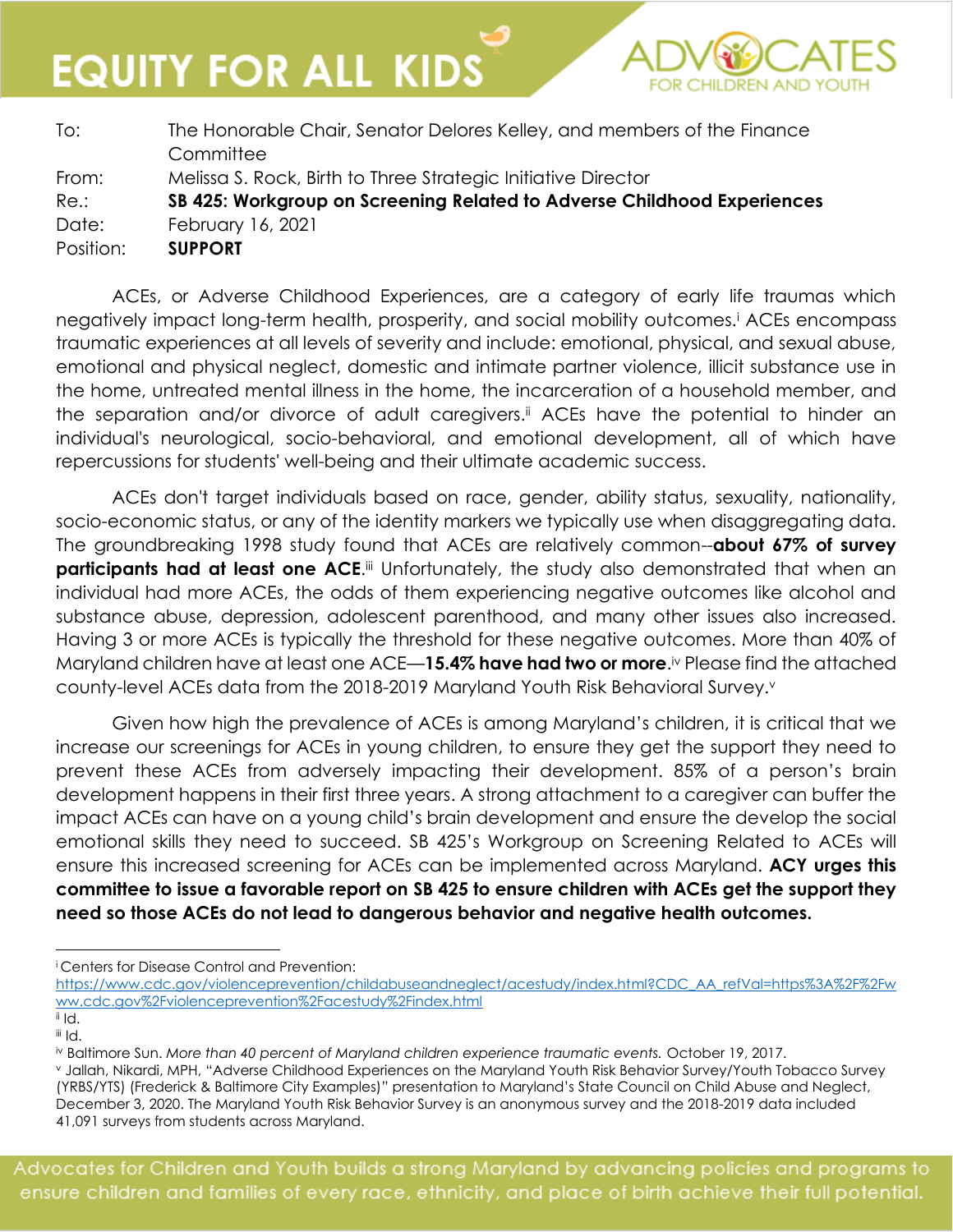# EQUITY FOR ALL KIDS

ADVOCATES FOR CHILDREN AND YOUTH

| | |
|---|---|
| To: | The Honorable Chair, Senator Delores Kelley, and members of the Finance Committee |
| From: | Melissa S. Rock, Birth to Three Strategic Initiative Director |
| Re.: | **SB 425: Workgroup on Screening Related to Adverse Childhood Experiences** |
| Date: | February 16, 2021 |
| Position: | **SUPPORT** |

ACEs, or Adverse Childhood Experiences, are a category of early life traumas which negatively impact long-term health, prosperity, and social mobility outcomes.[i] ACEs encompass traumatic experiences at all levels of severity and include: emotional, physical, and sexual abuse, emotional and physical neglect, domestic and intimate partner violence, illicit substance use in the home, untreated mental illness in the home, the incarceration of a household member, and the separation and/or divorce of adult caregivers.[ii] ACEs have the potential to hinder an individual's neurological, socio-behavioral, and emotional development, all of which have repercussions for students' well-being and their ultimate academic success.

ACEs don't target individuals based on race, gender, ability status, sexuality, nationality, socio-economic status, or any of the identity markers we typically use when disaggregating data. The groundbreaking 1998 study found that ACEs are relatively common--**about 67% of survey participants had at least one ACE**.[iii] Unfortunately, the study also demonstrated that when an individual had more ACEs, the odds of them experiencing negative outcomes like alcohol and substance abuse, depression, adolescent parenthood, and many other issues also increased. Having 3 or more ACEs is typically the threshold for these negative outcomes. More than 40% of Maryland children have at least one ACE—**15.4% have had two or more**.[iv] Please find the attached county-level ACEs data from the 2018-2019 Maryland Youth Risk Behavioral Survey.[v]

Given how high the prevalence of ACEs is among Maryland's children, it is critical that we increase our screenings for ACEs in young children, to ensure they get the support they need to prevent these ACEs from adversely impacting their development. 85% of a person's brain development happens in their first three years. A strong attachment to a caregiver can buffer the impact ACEs can have on a young child's brain development and ensure the develop the social emotional skills they need to succeed. SB 425's Workgroup on Screening Related to ACEs will ensure this increased screening for ACEs can be implemented across Maryland. **ACY urges this committee to issue a favorable report on SB 425 to ensure children with ACEs get the support they need so those ACEs do not lead to dangerous behavior and negative health outcomes.**

---

[i] Centers for Disease Control and Prevention: https://www.cdc.gov/violenceprevention/childabuseandneglect/acestudy/index.html?CDC_AA_refVal=https%3A%2F%2Fwww.cdc.gov%2Fviolenceprevention%2Facestudy%2Findex.html

[ii] Id.

[iii] Id.

[iv] Baltimore Sun. *More than 40 percent of Maryland children experience traumatic events.* October 19, 2017.

[v] Jallah, Nikardi, MPH, "Adverse Childhood Experiences on the Maryland Youth Risk Behavior Survey/Youth Tobacco Survey (YRBS/YTS) (Frederick & Baltimore City Examples)" presentation to Maryland's State Council on Child Abuse and Neglect, December 3, 2020. The Maryland Youth Risk Behavior Survey is an anonymous survey and the 2018-2019 data included 41,091 surveys from students across Maryland.

Advocates for Children and Youth builds a strong Maryland by advancing policies and programs to ensure children and families of every race, ethnicity, and place of birth achieve their full potential.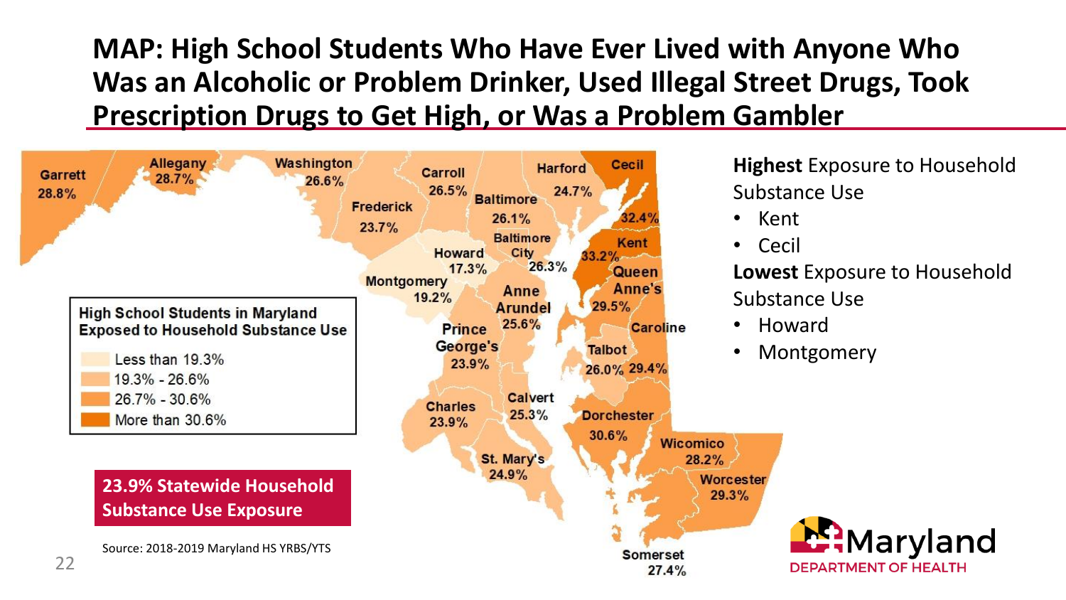# MAP: High School Students Who Have Ever Lived with Anyone Who Was an Alcoholic or Problem Drinker, Used Illegal Street Drugs, Took Prescription Drugs to Get High, or Was a Problem Gambler

| County | Percent |
| --- | --- |
| Garrett | 28.8% |
| Allegany | 28.7% |
| Washington | 26.6% |
| Carroll | 26.5% |
| Harford | 24.7% |
| Cecil | 32.4% |
| Frederick | 23.7% |
| Baltimore | 26.1% |
| Baltimore City | 26.3% |
| Howard | 17.3% |
| Kent | 33.2% |
| Montgomery | 19.2% |
| Queen Anne's | 29.5% |
| Anne Arundel | 25.6% |
| Prince George's | 23.9% |
| Caroline | 29.4% |
| Talbot | 26.0% |
| Charles | 23.9% |
| Calvert | 25.3% |
| Dorchester | 30.6% |
| St. Mary's | 24.9% |
| Wicomico | 28.2% |
| Worcester | 29.3% |
| Somerset | 27.4% |

**High School Students in Maryland Exposed to Household Substance Use**

- Less than 19.3%
- 19.3% - 26.6%
- 26.7% - 30.6%
- More than 30.6%

**23.9% Statewide Household Substance Use Exposure**

Source: 2018-2019 Maryland HS YRBS/YTS

**Highest** Exposure to Household Substance Use

- Kent
- Cecil

**Lowest** Exposure to Household Substance Use

- Howard
- Montgomery

Maryland DEPARTMENT OF HEALTH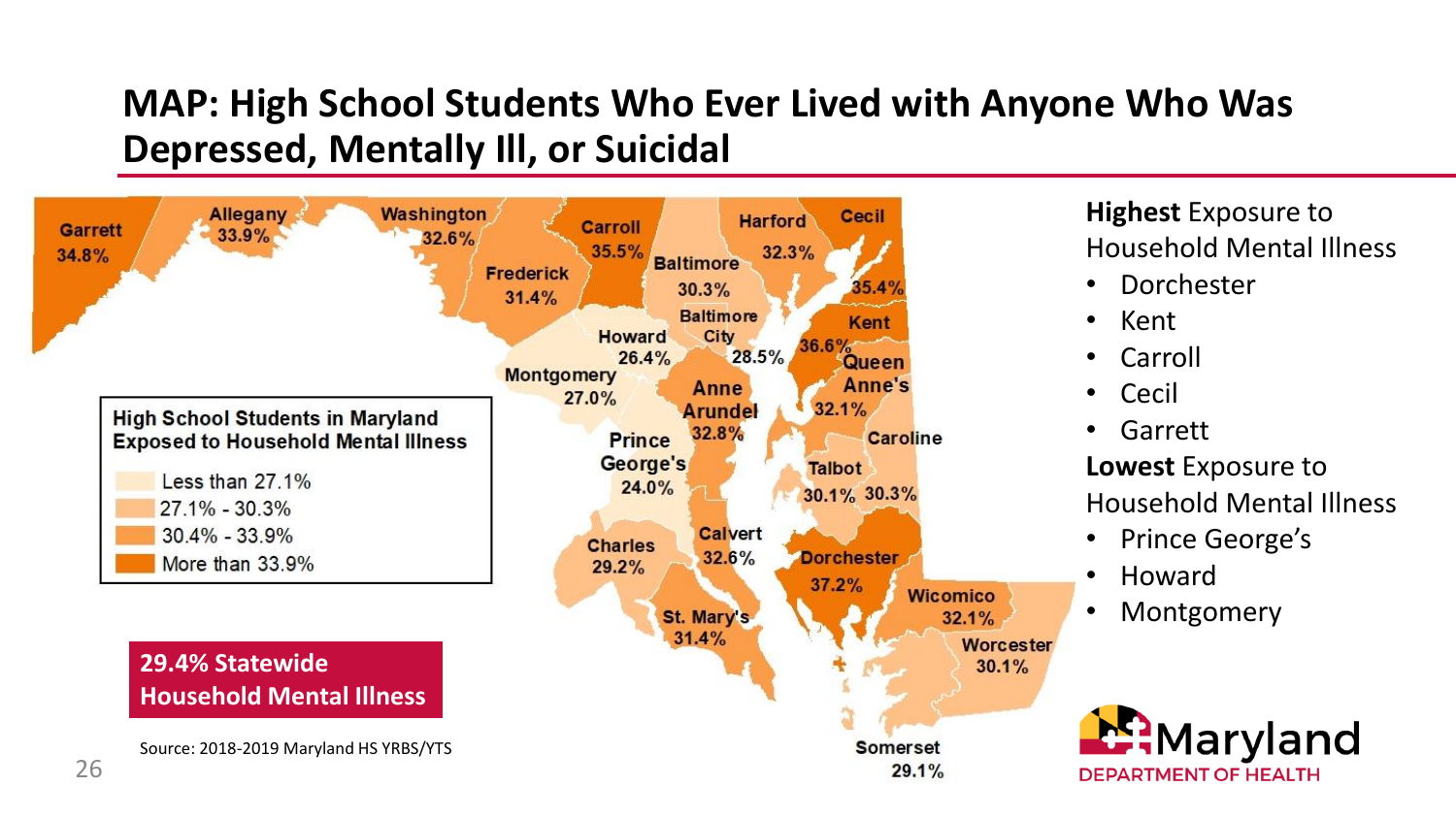# MAP: High School Students Who Ever Lived with Anyone Who Was Depressed, Mentally Ill, or Suicidal

**High School Students in Maryland Exposed to Household Mental Illness**

- Less than 27.1%
- 27.1% - 30.3%
- 30.4% - 33.9%
- More than 33.9%

| County | Percent |
|---|---|
| Garrett | 34.8% |
| Allegany | 33.9% |
| Washington | 32.6% |
| Frederick | 31.4% |
| Carroll | 35.5% |
| Baltimore | 30.3% |
| Harford | 32.3% |
| Cecil | 35.4% |
| Howard | 26.4% |
| Baltimore City | 28.5% |
| Kent | 36.6% |
| Montgomery | 27.0% |
| Anne Arundel | 32.8% |
| Queen Anne's | 32.1% |
| Prince George's | 24.0% |
| Caroline | 30.3% |
| Talbot | 30.1% |
| Charles | 29.2% |
| Calvert | 32.6% |
| Dorchester | 37.2% |
| St. Mary's | 31.4% |
| Wicomico | 32.1% |
| Worcester | 30.1% |
| Somerset | 29.1% |

**29.4% Statewide Household Mental Illness**

Source: 2018-2019 Maryland HS YRBS/YTS

**Highest** Exposure to Household Mental Illness

- Dorchester
- Kent
- Carroll
- Cecil
- Garrett

**Lowest** Exposure to Household Mental Illness

- Prince George's
- Howard
- Montgomery

Maryland DEPARTMENT OF HEALTH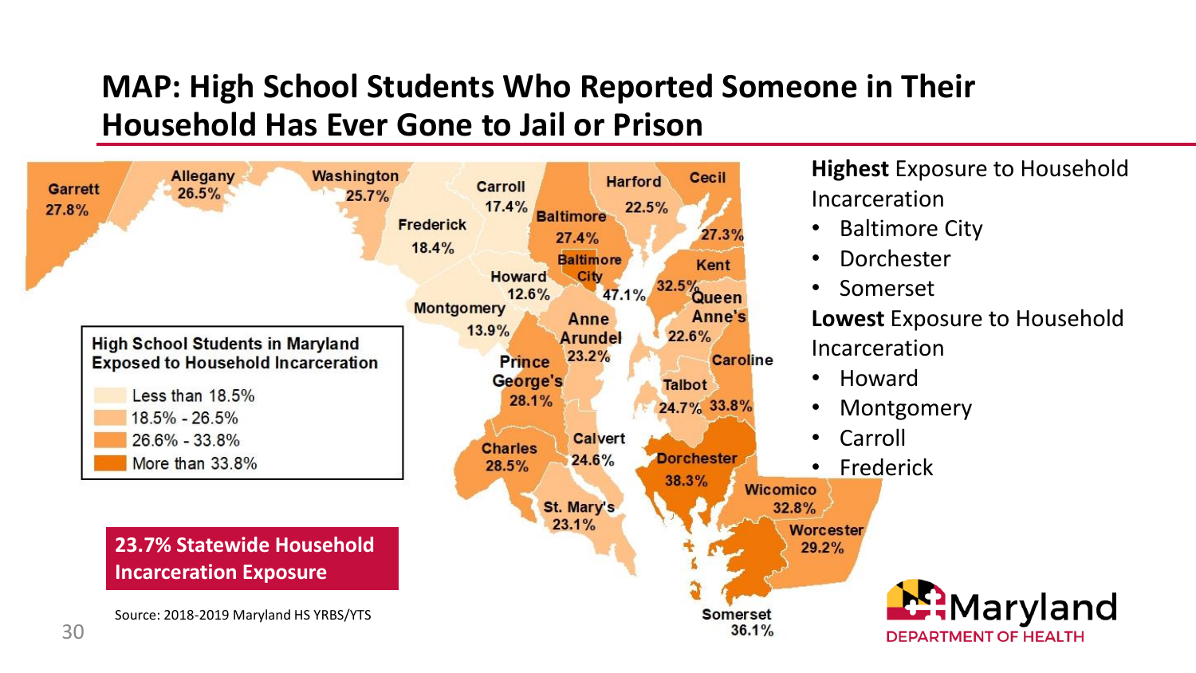# MAP: High School Students Who Reported Someone in Their Household Has Ever Gone to Jail or Prison

**High School Students in Maryland Exposed to Household Incarceration**

- Less than 18.5%
- 18.5% - 26.5%
- 26.6% - 33.8%
- More than 33.8%

| County | Percent |
|---|---|
| Garrett | 27.8% |
| Allegany | 26.5% |
| Washington | 25.7% |
| Frederick | 18.4% |
| Carroll | 17.4% |
| Baltimore | 27.4% |
| Harford | 22.5% |
| Cecil | 27.3% |
| Baltimore City | 47.1% |
| Howard | 12.6% |
| Montgomery | 13.9% |
| Anne Arundel | 23.2% |
| Kent | 32.5% |
| Queen Anne's | 22.6% |
| Prince George's | 28.1% |
| Caroline | 33.8% |
| Talbot | 24.7% |
| Charles | 28.5% |
| Calvert | 24.6% |
| Dorchester | 38.3% |
| St. Mary's | 23.1% |
| Wicomico | 32.8% |
| Worcester | 29.2% |
| Somerset | 36.1% |

**23.7% Statewide Household Incarceration Exposure**

Source: 2018-2019 Maryland HS YRBS/YTS

**Highest** Exposure to Household Incarceration

- Baltimore City
- Dorchester
- Somerset

**Lowest** Exposure to Household Incarceration

- Howard
- Montgomery
- Carroll
- Frederick

Maryland DEPARTMENT OF HEALTH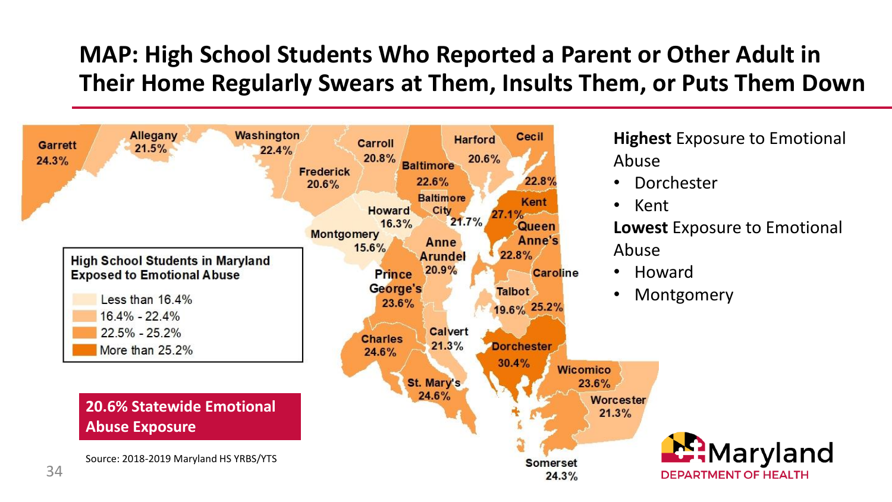# MAP: High School Students Who Reported a Parent or Other Adult in Their Home Regularly Swears at Them, Insults Them, or Puts Them Down

| County | Percent |
| --- | --- |
| Garrett | 24.3% |
| Allegany | 21.5% |
| Washington | 22.4% |
| Frederick | 20.6% |
| Carroll | 20.8% |
| Baltimore | 22.6% |
| Harford | 20.6% |
| Cecil | 22.8% |
| Howard | 16.3% |
| Baltimore City | 21.7% |
| Kent | 27.1% |
| Montgomery | 15.6% |
| Anne Arundel | 20.9% |
| Queen Anne's | 22.8% |
| Prince George's | 23.6% |
| Caroline | 25.2% |
| Talbot | 19.6% |
| Calvert | 21.3% |
| Charles | 24.6% |
| Dorchester | 30.4% |
| St. Mary's | 24.6% |
| Wicomico | 23.6% |
| Worcester | 21.3% |
| Somerset | 24.3% |

**High School Students in Maryland Exposed to Emotional Abuse**

- Less than 16.4%
- 16.4% - 22.4%
- 22.5% - 25.2%
- More than 25.2%

**Highest** Exposure to Emotional Abuse

- Dorchester
- Kent

**Lowest** Exposure to Emotional Abuse

- Howard
- Montgomery

**20.6% Statewide Emotional Abuse Exposure**

Source: 2018-2019 Maryland HS YRBS/YTS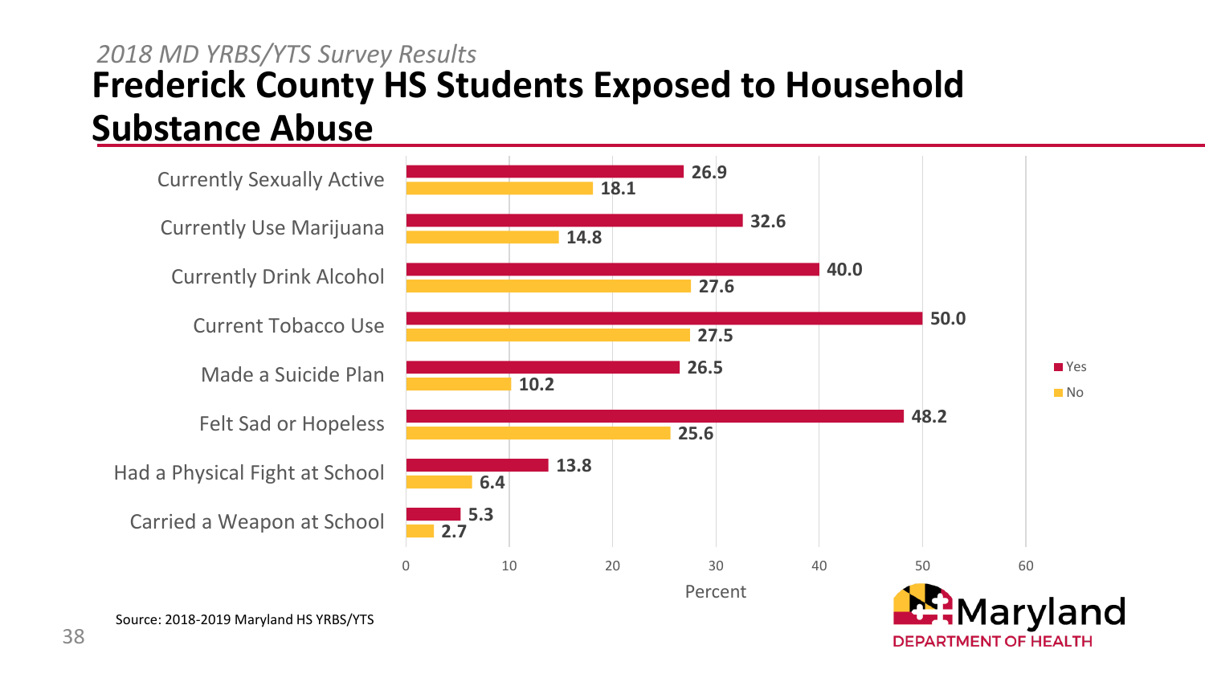*2018 MD YRBS/YTS Survey Results*

# Frederick County HS Students Exposed to Household Substance Abuse

| | Yes | No |
|---|---|---|
| Currently Sexually Active | 26.9 | 18.1 |
| Currently Use Marijuana | 32.6 | 14.8 |
| Currently Drink Alcohol | 40.0 | 27.6 |
| Current Tobacco Use | 50.0 | 27.5 |
| Made a Suicide Plan | 26.5 | 10.2 |
| Felt Sad or Hopeless | 48.2 | 25.6 |
| Had a Physical Fight at School | 13.8 | 6.4 |
| Carried a Weapon at School | 5.3 | 2.7 |

Percent

Source: 2018-2019 Maryland HS YRBS/YTS

Maryland DEPARTMENT OF HEALTH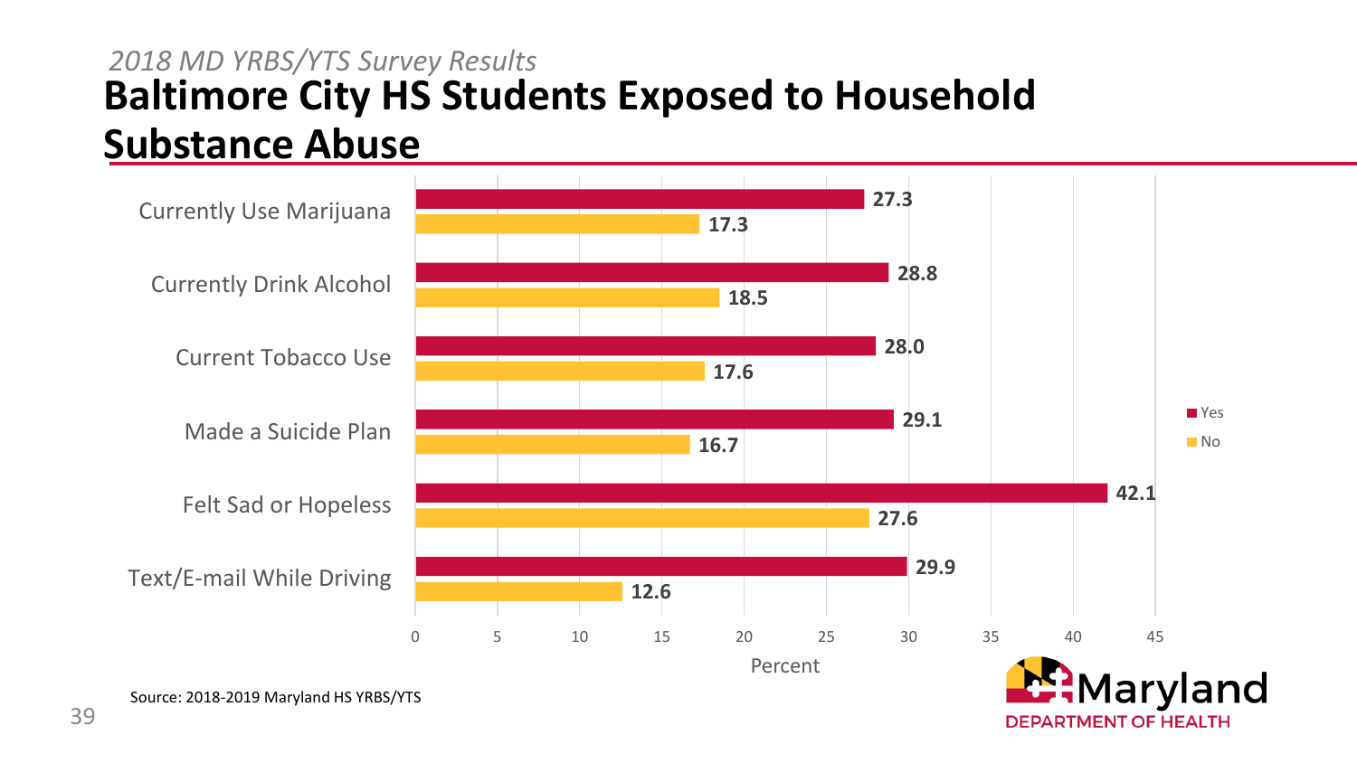*2018 MD YRBS/YTS Survey Results*

# Baltimore City HS Students Exposed to Household Substance Abuse

| | Yes | No |
|---|---|---|
| Currently Use Marijuana | 27.3 | 17.3 |
| Currently Drink Alcohol | 28.8 | 18.5 |
| Current Tobacco Use | 28.0 | 17.6 |
| Made a Suicide Plan | 29.1 | 16.7 |
| Felt Sad or Hopeless | 42.1 | 27.6 |
| Text/E-mail While Driving | 29.9 | 12.6 |

Percent

Source: 2018-2019 Maryland HS YRBS/YTS

Maryland DEPARTMENT OF HEALTH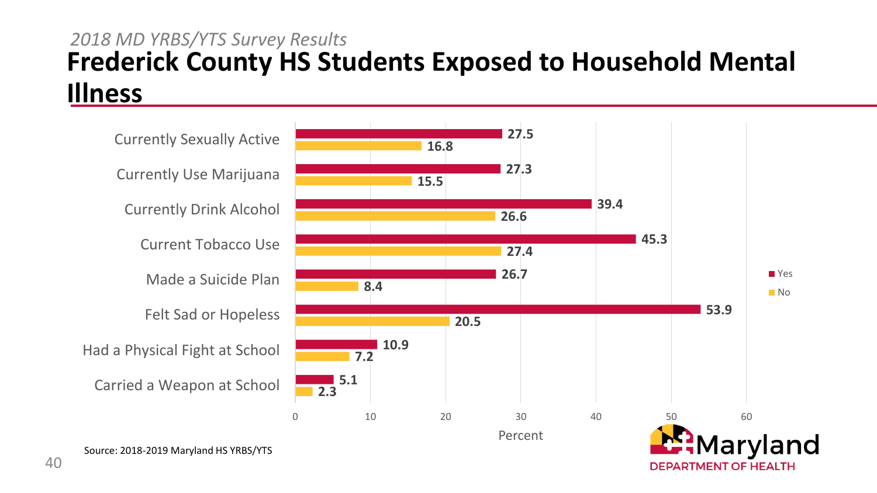*2018 MD YRBS/YTS Survey Results*

# Frederick County HS Students Exposed to Household Mental Illness

| | Yes | No |
|---|---|---|
| Currently Sexually Active | 27.5 | 16.8 |
| Currently Use Marijuana | 27.3 | 15.5 |
| Currently Drink Alcohol | 39.4 | 26.6 |
| Current Tobacco Use | 45.3 | 27.4 |
| Made a Suicide Plan | 26.7 | 8.4 |
| Felt Sad or Hopeless | 53.9 | 20.5 |
| Had a Physical Fight at School | 10.9 | 7.2 |
| Carried a Weapon at School | 5.1 | 2.3 |

Percent

Source: 2018-2019 Maryland HS YRBS/YTS

Maryland DEPARTMENT OF HEALTH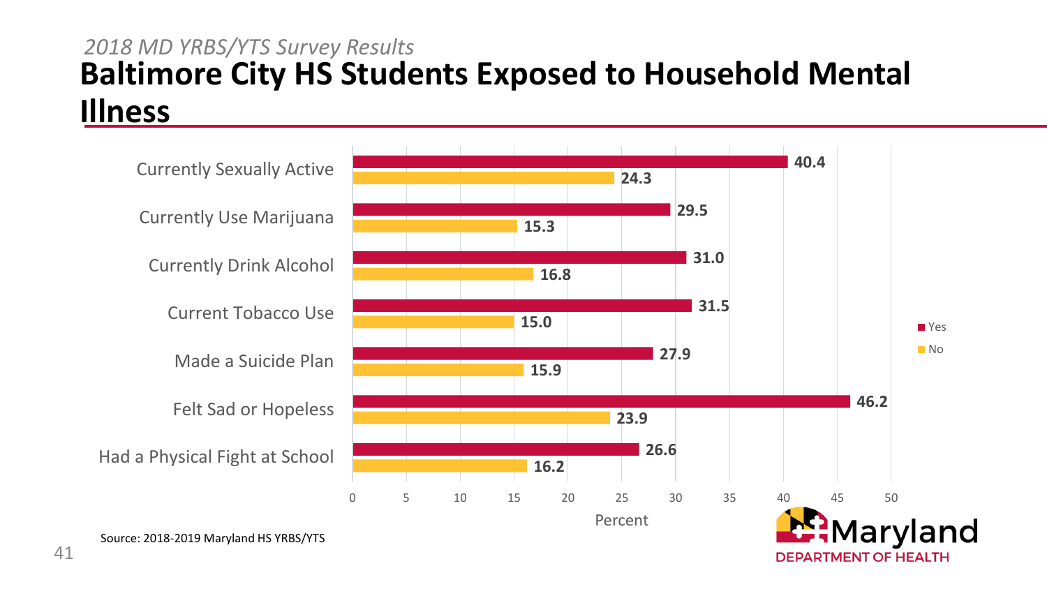*2018 MD YRBS/YTS Survey Results*

# Baltimore City HS Students Exposed to Household Mental Illness

| | Yes | No |
|---|---|---|
| Currently Sexually Active | 40.4 | 24.3 |
| Currently Use Marijuana | 29.5 | 15.3 |
| Currently Drink Alcohol | 31.0 | 16.8 |
| Current Tobacco Use | 31.5 | 15.0 |
| Made a Suicide Plan | 27.9 | 15.9 |
| Felt Sad or Hopeless | 46.2 | 23.9 |
| Had a Physical Fight at School | 26.6 | 16.2 |

Percent

Source: 2018-2019 Maryland HS YRBS/YTS

Maryland DEPARTMENT OF HEALTH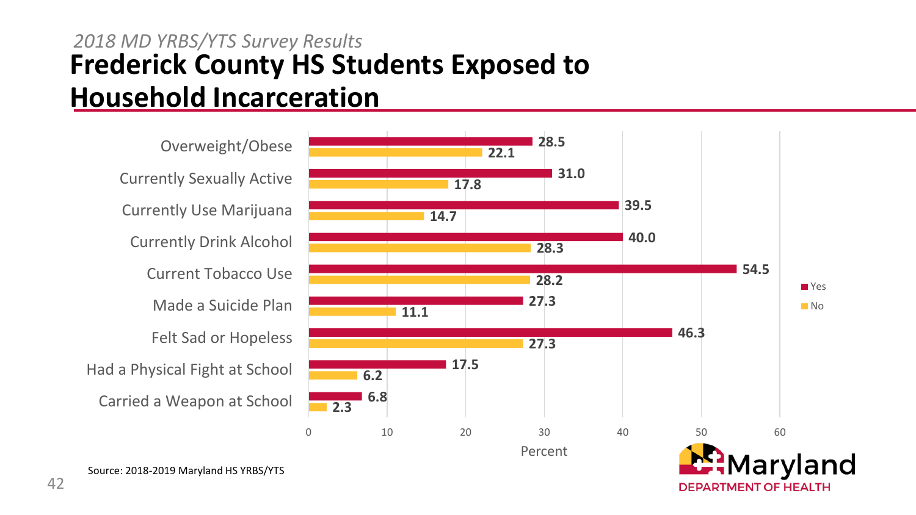*2018 MD YRBS/YTS Survey Results*

# Frederick County HS Students Exposed to Household Incarceration

| Indicator | Yes | No |
|---|---|---|
| Overweight/Obese | 28.5 | 22.1 |
| Currently Sexually Active | 31.0 | 17.8 |
| Currently Use Marijuana | 39.5 | 14.7 |
| Currently Drink Alcohol | 40.0 | 28.3 |
| Current Tobacco Use | 54.5 | 28.2 |
| Made a Suicide Plan | 27.3 | 11.1 |
| Felt Sad or Hopeless | 46.3 | 27.3 |
| Had a Physical Fight at School | 17.5 | 6.2 |
| Carried a Weapon at School | 6.8 | 2.3 |

Percent

Source: 2018-2019 Maryland HS YRBS/YTS

Maryland DEPARTMENT OF HEALTH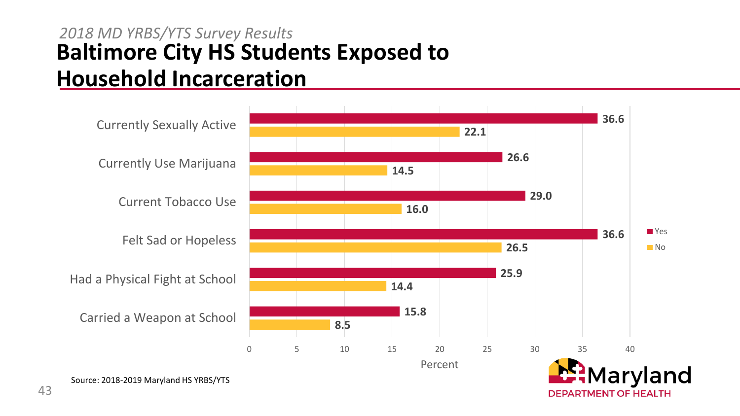*2018 MD YRBS/YTS Survey Results*

# Baltimore City HS Students Exposed to Household Incarceration

| | Yes | No |
|---|---|---|
| Currently Sexually Active | 36.6 | 22.1 |
| Currently Use Marijuana | 26.6 | 14.5 |
| Current Tobacco Use | 29.0 | 16.0 |
| Felt Sad or Hopeless | 36.6 | 26.5 |
| Had a Physical Fight at School | 25.9 | 14.4 |
| Carried a Weapon at School | 15.8 | 8.5 |

Percent

Source: 2018-2019 Maryland HS YRBS/YTS

Maryland DEPARTMENT OF HEALTH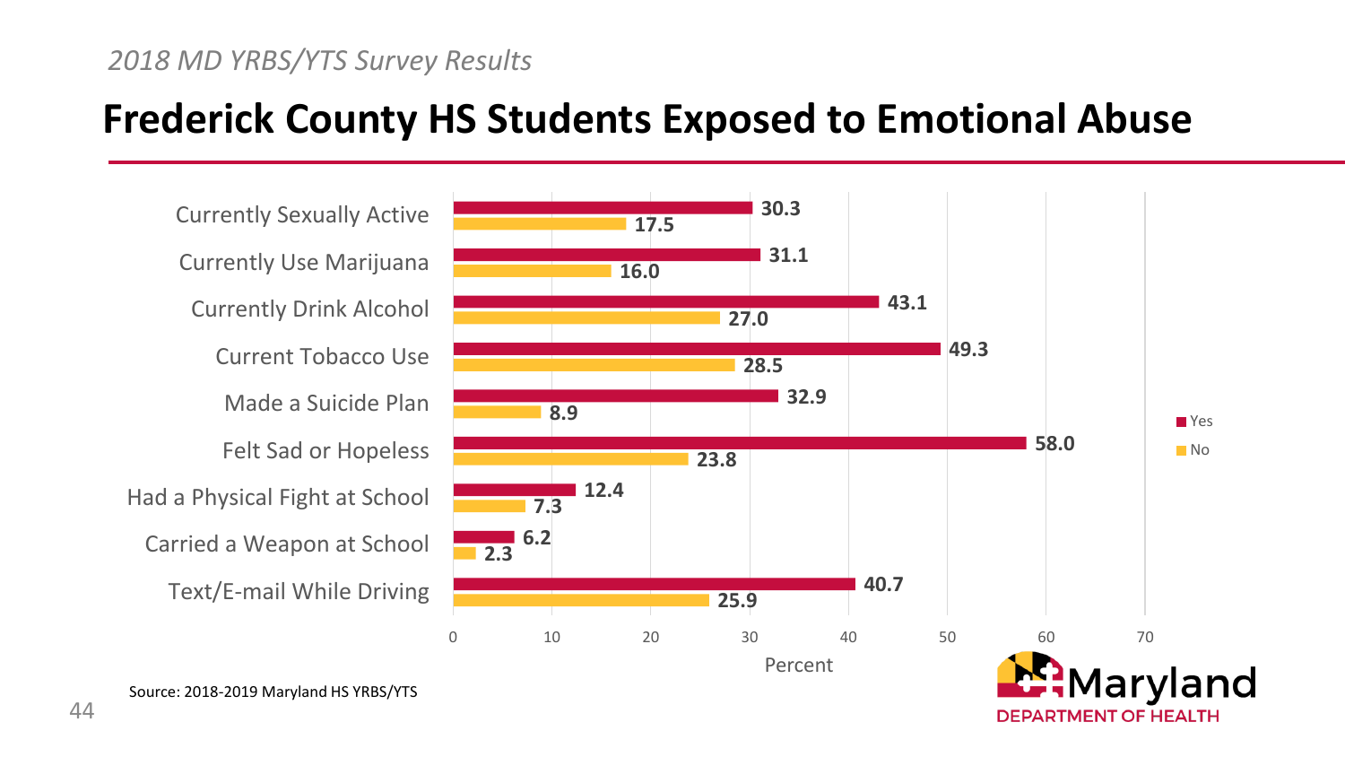*2018 MD YRBS/YTS Survey Results*

# Frederick County HS Students Exposed to Emotional Abuse

| | Yes | No |
|---|---|---|
| Currently Sexually Active | 30.3 | 17.5 |
| Currently Use Marijuana | 31.1 | 16.0 |
| Currently Drink Alcohol | 43.1 | 27.0 |
| Current Tobacco Use | 49.3 | 28.5 |
| Made a Suicide Plan | 32.9 | 8.9 |
| Felt Sad or Hopeless | 58.0 | 23.8 |
| Had a Physical Fight at School | 12.4 | 7.3 |
| Carried a Weapon at School | 6.2 | 2.3 |
| Text/E-mail While Driving | 40.7 | 25.9 |

Percent

Source: 2018-2019 Maryland HS YRBS/YTS

Maryland DEPARTMENT OF HEALTH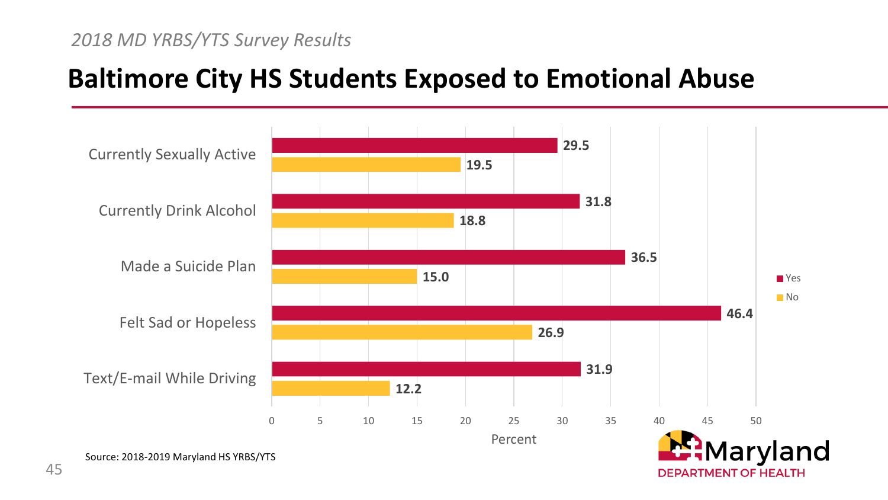*2018 MD YRBS/YTS Survey Results*

# Baltimore City HS Students Exposed to Emotional Abuse

| | Yes | No |
| --- | --- | --- |
| Currently Sexually Active | 29.5 | 19.5 |
| Currently Drink Alcohol | 31.8 | 18.8 |
| Made a Suicide Plan | 36.5 | 15.0 |
| Felt Sad or Hopeless | 46.4 | 26.9 |
| Text/E-mail While Driving | 31.9 | 12.2 |

Percent

Source: 2018-2019 Maryland HS YRBS/YTS

Maryland DEPARTMENT OF HEALTH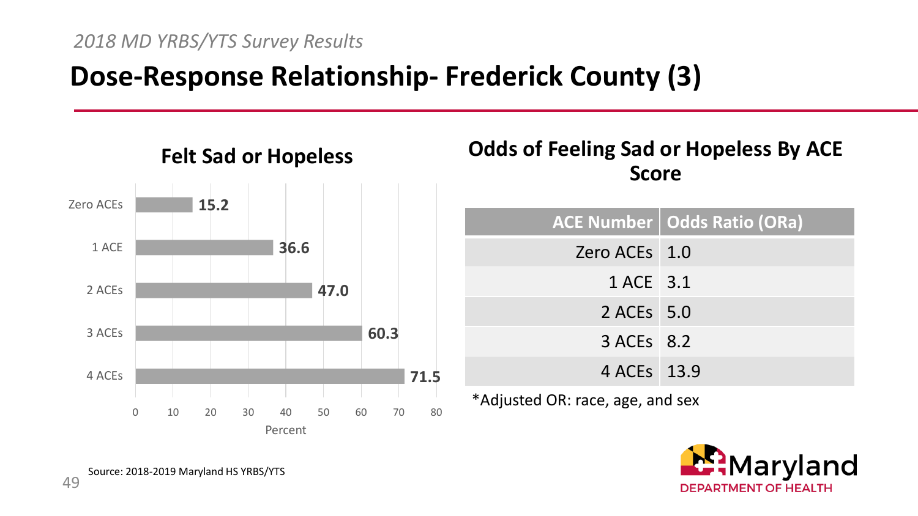*2018 MD YRBS/YTS Survey Results*

# Dose-Response Relationship- Frederick County (3)

## Felt Sad or Hopeless

| ACEs | Percent |
|---|---|
| Zero ACEs | 15.2 |
| 1 ACE | 36.6 |
| 2 ACEs | 47.0 |
| 3 ACEs | 60.3 |
| 4 ACEs | 71.5 |

## Odds of Feeling Sad or Hopeless By ACE Score

| ACE Number | Odds Ratio (ORa) |
|---|---|
| Zero ACEs | 1.0 |
| 1 ACE | 3.1 |
| 2 ACEs | 5.0 |
| 3 ACEs | 8.2 |
| 4 ACEs | 13.9 |

*Adjusted OR: race, age, and sex

Source: 2018-2019 Maryland HS YRBS/YTS

Maryland DEPARTMENT OF HEALTH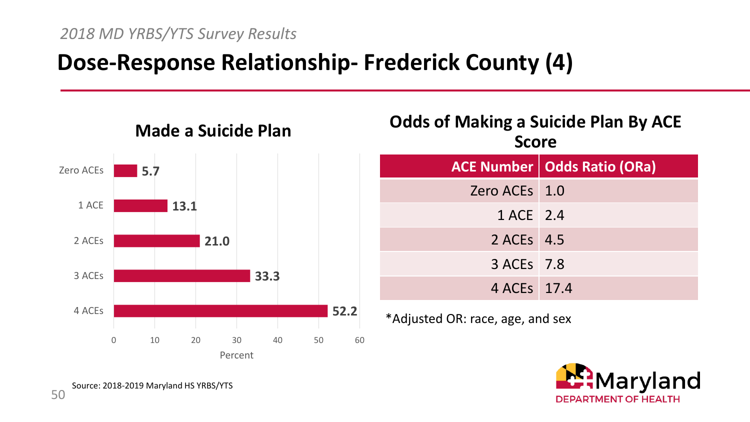*2018 MD YRBS/YTS Survey Results*

# Dose-Response Relationship- Frederick County (4)

## Made a Suicide Plan

| ACE Number | Percent |
|---|---|
| Zero ACEs | 5.7 |
| 1 ACE | 13.1 |
| 2 ACEs | 21.0 |
| 3 ACEs | 33.3 |
| 4 ACEs | 52.2 |

## Odds of Making a Suicide Plan By ACE Score

| ACE Number | Odds Ratio (ORa) |
|---|---|
| Zero ACEs | 1.0 |
| 1 ACE | 2.4 |
| 2 ACEs | 4.5 |
| 3 ACEs | 7.8 |
| 4 ACEs | 17.4 |

*Adjusted OR: race, age, and sex

Source: 2018-2019 Maryland HS YRBS/YTS

Maryland DEPARTMENT OF HEALTH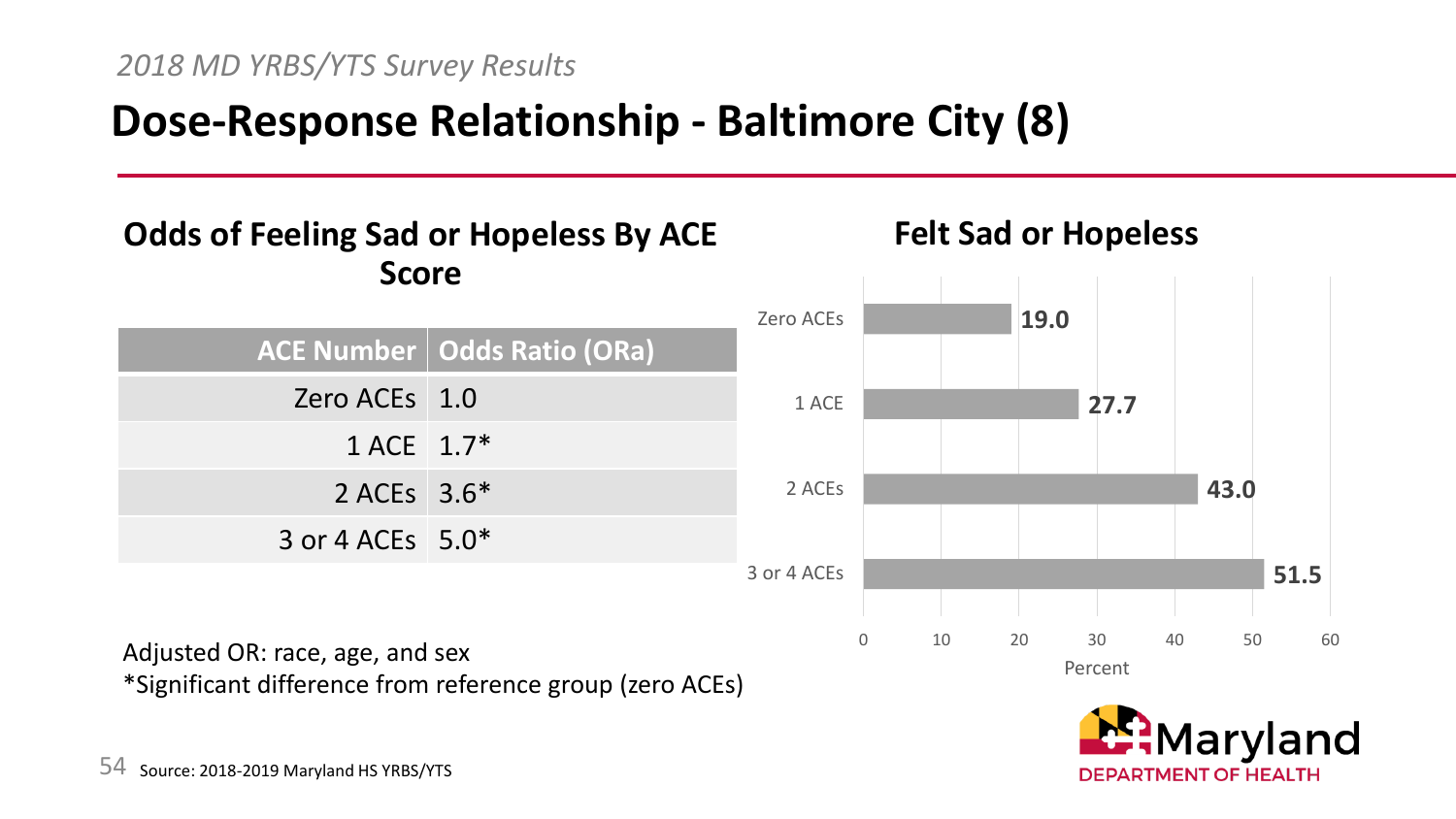*2018 MD YRBS/YTS Survey Results*

# Dose-Response Relationship - Baltimore City (8)

## Odds of Feeling Sad or Hopeless By ACE Score

| ACE Number | Odds Ratio (ORa) |
|---|---|
| Zero ACEs | 1.0 |
| 1 ACE | 1.7* |
| 2 ACEs | 3.6* |
| 3 or 4 ACEs | 5.0* |

Adjusted OR: race, age, and sex

*Significant difference from reference group (zero ACEs)

## Felt Sad or Hopeless

| ACE Number | Percent |
|---|---|
| Zero ACEs | 19.0 |
| 1 ACE | 27.7 |
| 2 ACEs | 43.0 |
| 3 or 4 ACEs | 51.5 |

Source: 2018-2019 Maryland HS YRBS/YTS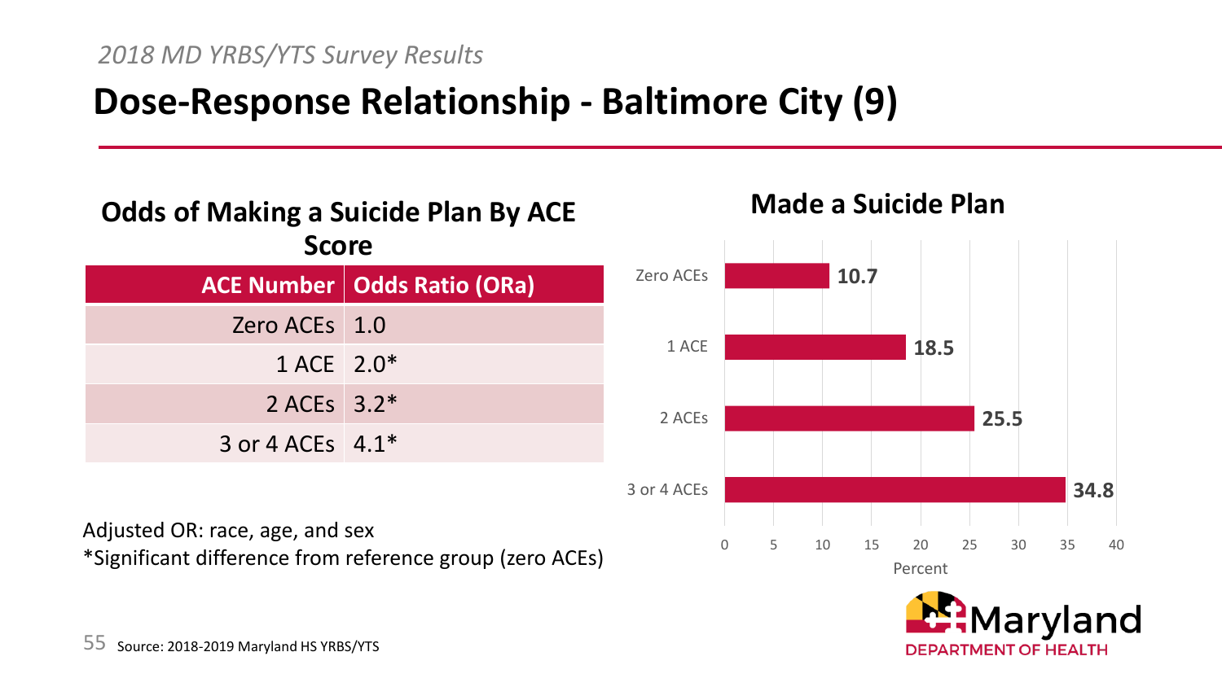*2018 MD YRBS/YTS Survey Results*

# Dose-Response Relationship - Baltimore City (9)

## Odds of Making a Suicide Plan By ACE Score

| ACE Number | Odds Ratio (ORa) |
|---:|---|
| Zero ACEs | 1.0 |
| 1 ACE | 2.0* |
| 2 ACEs | 3.2* |
| 3 or 4 ACEs | 4.1* |

Adjusted OR: race, age, and sex
*Significant difference from reference group (zero ACEs)

## Made a Suicide Plan

| ACE Number | Percent |
|---|---|
| Zero ACEs | 10.7 |
| 1 ACE | 18.5 |
| 2 ACEs | 25.5 |
| 3 or 4 ACEs | 34.8 |

Source: 2018-2019 Maryland HS YRBS/YTS

Maryland DEPARTMENT OF HEALTH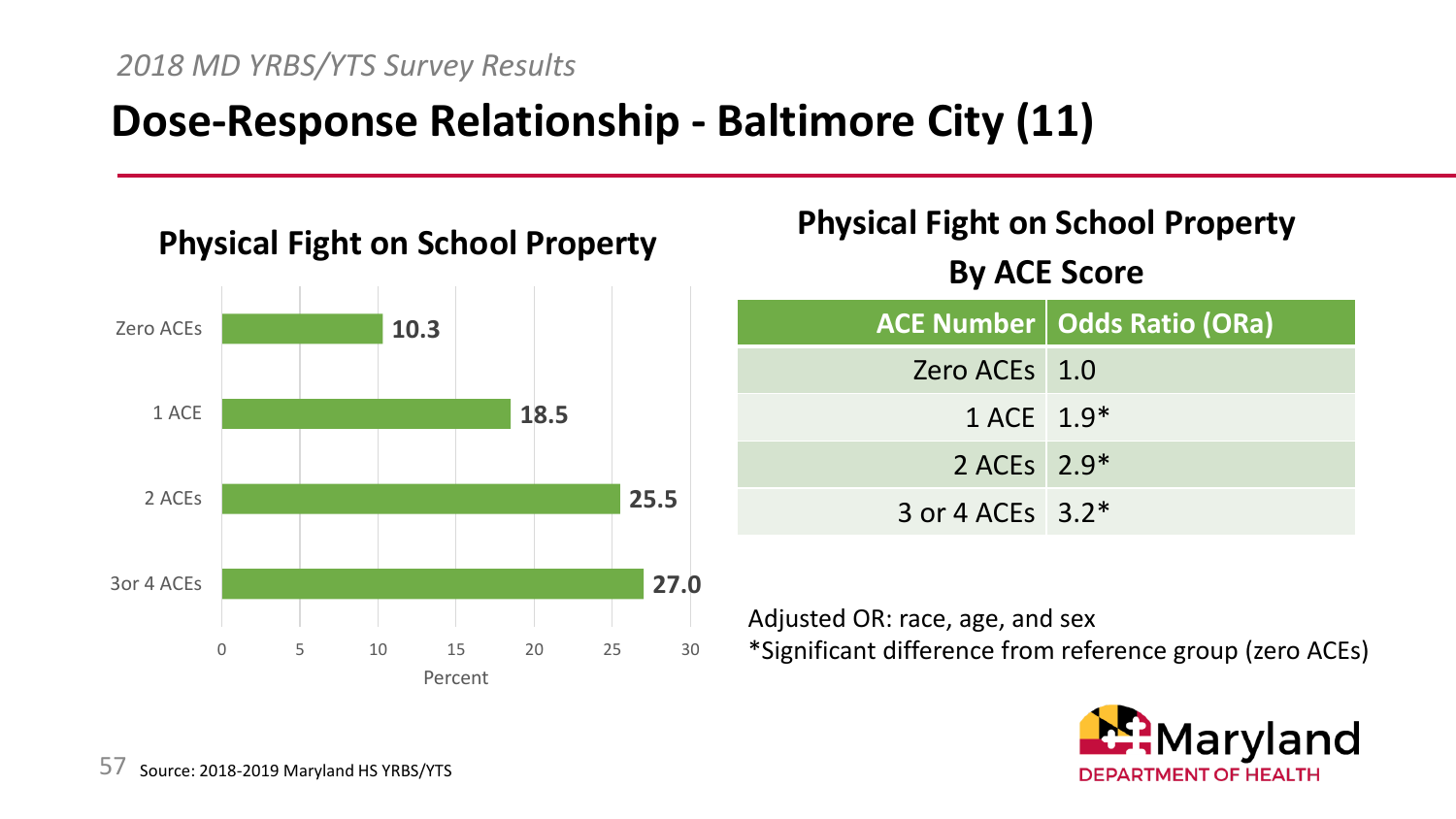*2018 MD YRBS/YTS Survey Results*

# Dose-Response Relationship - Baltimore City (11)

## Physical Fight on School Property

Zero ACEs
10.3

1 ACE
18.5

2 ACEs
25.5

3or 4 ACEs
27.0

0
5
10
15
20
25
30

Percent

## Physical Fight on School Property By ACE Score

| ACE Number | Odds Ratio (ORa) |
|---|---|
| Zero ACEs | 1.0 |
| 1 ACE | 1.9* |
| 2 ACEs | 2.9* |
| 3 or 4 ACEs | 3.2* |

Adjusted OR: race, age, and sex

*Significant difference from reference group (zero ACEs)

Source: 2018-2019 Maryland HS YRBS/YTS

Maryland DEPARTMENT OF HEALTH